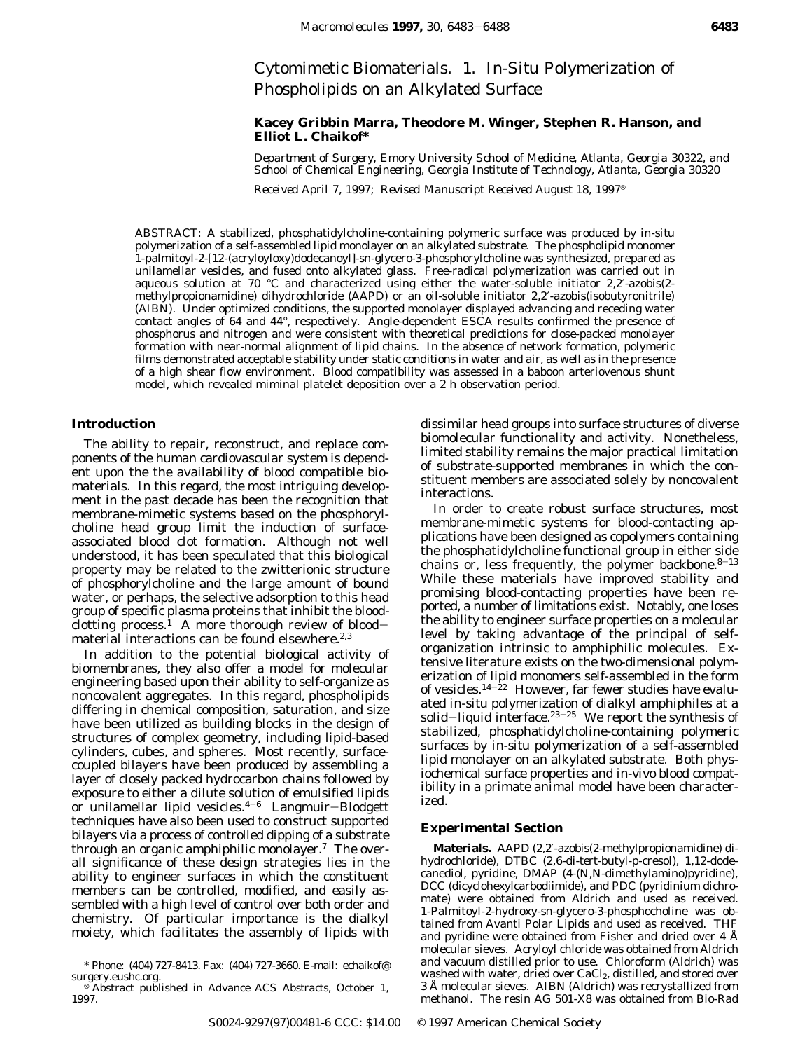# Cytomimetic Biomaterials. 1. In-Situ Polymerization of Phospholipids on an Alkylated Surface

**Kacey Gribbin Marra, Theodore M. Winger, Stephen R. Hanson, and Elliot L. Chaikof***

*Department of Surgery, Emory University School of Medicine, Atlanta, Georgia 30322, and School of Chemical Engineering, Georgia Institute of Technology, Atlanta, Georgia 30320*

*Received April 7, 1997; Revised Manuscript Received August 18, 1997*[⊗]

ABSTRACT: A stabilized, phosphatidylcholine-containing polymeric surface was produced by in-situ polymerization of a self-assembled lipid monolayer on an alkylated substrate. The phospholipid monomer 1-palmitoyl-2-[12-(acryloyloxy)dodecanoyl]-*sn*-glycero-3-phosphorylcholine was synthesized, prepared as unilamellar vesicles, and fused onto alkylated glass. Free-radical polymerization was carried out in aqueous solution at 70 °C and characterized using either the water-soluble initiator 2,2′-azobis(2-methylpropionamidine) dihydrochloride (AAPD) or an oil-soluble initiator 2,2′-azobis(isobutyronitrile) (AIBN). Under optimized conditions, the supported monolayer displayed advancing and receding water contact angles of 64 and 44°, respectively. Angle-dependent ESCA results confirmed the presence of phosphorus and nitrogen and were consistent with theoretical predictions for close-packed monolayer formation with near-normal alignment of lipid chains. In the absence of network formation, polymeric films demonstrated acceptable stability under static conditions in water and air, as well as in the presence of a high shear flow environment. Blood compatibility was assessed in a baboon arteriovenous shunt model, which revealed miminal platelet deposition over a 2 h observation period.

## Introduction

The ability to repair, reconstruct, and replace components of the human cardiovascular system is dependent upon the the availability of blood compatible biomaterials. In this regard, the most intriguing development in the past decade has been the recognition that membrane-mimetic systems based on the phosphorylcholine head group limit the induction of surface-associated blood clot formation. Although not well understood, it has been speculated that this biological property may be related to the zwitterionic structure of phosphorylcholine and the large amount of bound water, or perhaps, the selective adsorption to this head group of specific plasma proteins that inhibit the blood-clotting process.[1] A more thorough review of blood–material interactions can be found elsewhere.[2,3]

In addition to the potential biological activity of biomembranes, they also offer a model for molecular engineering based upon their ability to self-organize as noncovalent aggregates. In this regard, phospholipids differing in chemical composition, saturation, and size have been utilized as building blocks in the design of structures of complex geometry, including lipid-based cylinders, cubes, and spheres. Most recently, surface-coupled bilayers have been produced by assembling a layer of closely packed hydrocarbon chains followed by exposure to either a dilute solution of emulsified lipids or unilamellar lipid vesicles.[4–6] Langmuir–Blodgett techniques have also been used to construct supported bilayers via a process of controlled dipping of a substrate through an organic amphiphilic monolayer.[7] The overall significance of these design strategies lies in the ability to engineer surfaces in which the constituent members can be controlled, modified, and easily assembled with a high level of control over both order and chemistry. Of particular importance is the dialkyl moiety, which facilitates the assembly of lipids with dissimilar head groups into surface structures of diverse biomolecular functionality and activity. Nonetheless, limited stability remains the major practical limitation of substrate-supported membranes in which the constituent members are associated solely by noncovalent interactions.

In order to create robust surface structures, most membrane-mimetic systems for blood-contacting applications have been designed as copolymers containing the phosphatidylcholine functional group in either side chains or, less frequently, the polymer backbone.[8–13] While these materials have improved stability and promising blood-contacting properties have been reported, a number of limitations exist. Notably, one loses the ability to engineer surface properties on a molecular level by taking advantage of the principal of self-organization intrinsic to amphiphilic molecules. Extensive literature exists on the two-dimensional polymerization of lipid monomers self-assembled in the form of vesicles.[14–22] However, far fewer studies have evaluated in-situ polymerization of dialkyl amphiphiles at a solid–liquid interface.[23–25] We report the synthesis of stabilized, phosphatidylcholine-containing polymeric surfaces by in-situ polymerization of a self-assembled lipid monolayer on an alkylated substrate. Both physiochemical surface properties and in-vivo blood compatibility in a primate animal model have been characterized.

## Experimental Section

**Materials.** AAPD (2,2′-azobis(2-methylpropionamidine) dihydrochloride), DTBC (2,6-di-*tert*-butyl-*p*-cresol), 1,12-dodecanediol, pyridine, DMAP (4-(*N,N*-dimethylamino)pyridine), DCC (dicyclohexylcarbodiimide), and PDC (pyridinium dichromate) were obtained from Aldrich and used as received. 1-Palmitoyl-2-hydroxy-*sn*-glycero-3-phosphocholine was obtained from Avanti Polar Lipids and used as received. THF and pyridine were obtained from Fisher and dried over 4 Å molecular sieves. Acryloyl chloride was obtained from Aldrich and vacuum distilled prior to use. Chloroform (Aldrich) was washed with water, dried over $CaCl_2$, distilled, and stored over 3 Å molecular sieves. AIBN (Aldrich) was recrystallized from methanol. The resin AG 501-X8 was obtained from Bio-Rad

\* Phone: (404) 727-8413. Fax: (404) 727-3660. E-mail: echaikof@surgery.eushc.org.

⊗ Abstract published in *Advance ACS Abstracts,* October 1, 1997.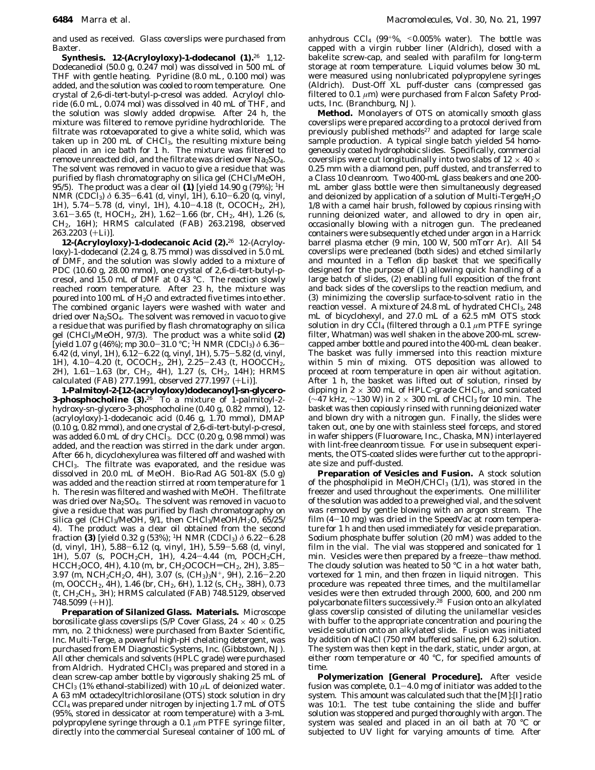and used as received. Glass coverslips were purchased from Baxter.

**Synthesis. 12-(Acryloyloxy)-1-dodecanol (1).**[26] 1,12-Dodecanediol (50.0 g, 0.247 mol) was dissolved in 500 mL of THF with gentle heating. Pyridine (8.0 mL, 0.100 mol) was added, and the solution was cooled to room temperature. One crystal of 2,6-di-*tert*-butyl-*p*-cresol was added. Acryloyl chloride (6.0 mL, 0.074 mol) was dissolved in 40 mL of THF, and the solution was slowly added dropwise. After 24 h, the mixture was filtered to remove pyridine hydrochloride. The filtrate was rotoevaporated to give a white solid, which was taken up in 200 mL of $CHCl_3$, the resulting mixture being placed in an ice bath for 1 h. The mixture was filtered to remove unreacted diol, and the filtrate was dried over $Na_2SO_4$. The solvent was removed in vacuo to give a residue that was purified by flash chromatography on silica gel ($CHCl_3$/MeOH, 95/5). The product was a clear oil **(1)** [yield 14.90 g (79%); $^1H$ NMR ($CDCl_3$) $\delta$ 6.35–6.41 (d, vinyl, 1H), 6.10–6.20 (q, vinyl, 1H), 5.74–5.78 (d, vinyl, 1H), 4.10–4.18 (t, $OCOCH_2$, 2H), 3.61–3.65 (t, $HOCH_2$, 2H), 1.62–1.66 (br, $CH_2$, 4H), 1.26 (s, $CH_2$, 16H); HRMS calculated (FAB) 263.2198, observed 263.2203 (+Li)].

**12-(Acryloyloxy)-1-dodecanoic Acid (2).**[26] 12-(Acryloyloxy)-1-dodecanol (2.24 g, 8.75 mmol) was dissolved in 5.0 mL of DMF, and the solution was slowly added to a mixture of PDC (10.60 g, 28.00 mmol), one crystal of 2,6-di-*tert*-butyl-*p*-cresol, and 15.0 mL of DMF at 0 43 °C. The reaction slowly reached room temperature. After 23 h, the mixture was poured into 100 mL of $H_2O$ and extracted five times into ether. The combined organic layers were washed with water and dried over $Na_2SO_4$. The solvent was removed in vacuo to give a residue that was purified by flash chromatography on silica gel ($CHCl_3$/MeOH, 97/3). The product was a white solid **(2)** [yield 1.07 g (46%); mp 30.0–31.0 °C; $^1H$ NMR ($CDCl_3$) $\delta$ 6.36–6.42 (d, vinyl, 1H), 6.12–6.22 (q, vinyl, 1H), 5.75–5.82 (d, vinyl, 1H), 4.10–4.20 (t, $OCOCH_2$, 2H), 2.25–2.43 (t, $HOOCCH_2$, 2H), 1.61–1.63 (br, $CH_2$, 4H), 1.27 (s, $CH_2$, 14H); HRMS calculated (FAB) 277.1991, observed 277.1997 (+Li)].

**1-Palmitoyl-2-[12-(acryloyloxy)dodecanoyl]-*sn*-glycero-3-phosphocholine (3).**[26] To a mixture of 1-palmitoyl-2-hydroxy-*sn*-glycero-3-phosphocholine (0.40 g, 0.82 mmol), 12-(acryloyloxy)-1-dodecanoic acid (0.46 g, 1.70 mmol), DMAP (0.10 g, 0.82 mmol), and one crystal of 2,6-di-*tert*-butyl-*p*-cresol, was added 6.0 mL of dry $CHCl_3$. DCC (0.20 g, 0.98 mmol) was added, and the reaction was stirred in the dark under argon. After 66 h, dicyclohexylurea was filtered off and washed with $CHCl_3$. The filtrate was evaporated, and the residue was dissolved in 20.0 mL of MeOH. Bio-Rad AG 501-8X (5.0 g) was added and the reaction stirred at room temperature for 1 h. The resin was filtered and washed with MeOH. The filtrate was dried over $Na_2SO_4$. The solvent was removed in vacuo to give a residue that was purified by flash chromatography on silica gel ($CHCl_3$/MeOH, 9/1, then $CHCl_3$/MeOH/$H_2O$, 65/25/4). The product was a clear oil obtained from the second fraction **(3)** [yield 0.32 g (53%); $^1H$ NMR ($CDCl_3$) $\delta$ 6.22–6.28 (d, vinyl, 1H), 5.88–6.12 (q, vinyl, 1H), 5.59–5.68 (d, vinyl, 1H), 5.07 (s, $POCH_2CH$, 1H), 4.24–4.44 (m, $POCH_2CH$, $HCCH_2OCO$, 4H), 4.10 (m, br, $CH_2OCOCH{=}CH_2$, 2H), 3.85–3.97 (m, $NCH_2CH_2O$, 4H), 3.07 (s, $(CH_3)_3N^+$, 9H), 2.16–2.20 (m, $OOCCH_2$, 4H), 1.46 (br, $CH_2$, 6H), 1.12 (s, $CH_2$, 38H), 0.73 (t, $CH_2CH_3$, 3H); HRMS calculated (FAB) 748.5129, observed 748.5099 (+H)].

**Preparation of Silanized Glass. Materials.** Microscope borosilicate glass coverslips (S/P Cover Glass, 24 × 40 × 0.25 mm, no. 2 thickness) were purchased from Baxter Scientific, Inc. Multi-Terge, a powerful high-pH chelating detergent, was purchased from EM Diagnostic Systems, Inc. (Gibbstown, NJ). All other chemicals and solvents (HPLC grade) were purchased from Aldrich. Hydrated $CHCl_3$ was prepared and stored in a clean screw-cap amber bottle by vigorously shaking 25 mL of $CHCl_3$ (1% ethanol-stabilized) with 10 $\mu$L of deionized water. A 63 mM octadecyltrichlorosilane (OTS) stock solution in dry $CCl_4$ was prepared under nitrogen by injecting 1.7 mL of OTS (95%, stored in dessicator at room temperature) with a 3-mL polypropylene syringe through a 0.1 $\mu$m PTFE syringe filter, directly into the commercial Sureseal container of 100 mL of anhydrous $CCl_4$ (99+%, <0.005% water). The bottle was capped with a virgin rubber liner (Aldrich), closed with a bakelite screw-cap, and sealed with parafilm for long-term storage at room temperature. Liquid volumes below 30 mL were measured using nonlubricated polypropylene syringes (Aldrich). Dust-Off XL puff-duster cans (compressed gas filtered to 0.1 $\mu$m) were purchased from Falcon Safety Products, Inc. (Branchburg, NJ).

**Method.** Monolayers of OTS on atomically smooth glass coverslips were prepared according to a protocol derived from previously published methods[27] and adapted for large scale sample production. A typical single batch yielded 54 homogeneously coated hydrophobic slides. Specifically, commercial coverslips were cut longitudinally into two slabs of 12 × 40 × 0.25 mm with a diamond pen, puff dusted, and transferred to a Class 10 cleanroom. Two 400-mL glass beakers and one 200-mL amber glass bottle were then simultaneously degreased and deionized by application of a solution of Multi-Terge/$H_2O$ 1/8 with a camel hair brush, followed by copious rinsing with running deionized water, and allowed to dry in open air, occasionally blowing with a nitrogen gun. The precleaned containers were subsequently etched under argon in a Harrick barrel plasma etcher (9 min, 100 W, 500 mTorr Ar). All 54 coverslips were precleaned (both sides) and etched similarly and mounted in a Teflon dip basket that we specifically designed for the purpose of (1) allowing quick handling of a large batch of slides, (2) enabling full exposition of the front and back sides of the coverslips to the reaction medium, and (3) minimizing the coverslip surface-to-solvent ratio in the reaction vessel. A mixture of 24.8 mL of hydrated $CHCl_3$, 248 mL of bicyclohexyl, and 27.0 mL of a 62.5 mM OTS stock solution in dry $CCl_4$ (filtered through a 0.1 $\mu$m PTFE syringe filter, Whatman) was well shaken in the above 200-mL screw-capped amber bottle and poured into the 400-mL clean beaker. The basket was fully immersed into this reaction mixture within 5 min of mixing. OTS deposition was allowed to proceed at room temperature in open air without agitation. After 1 h, the basket was lifted out of solution, rinsed by dipping in 2 × 300 mL of HPLC-grade $CHCl_3$, and sonicated (~47 kHz, ~130 W) in 2 × 300 mL of $CHCl_3$ for 10 min. The basket was then copiously rinsed with running deionized water and blown dry with a nitrogen gun. Finally, the slides were taken out, one by one with stainless steel forceps, and stored in wafer shippers (Fluoroware, Inc., Chaska, MN) interlayered with lint-free cleanroom tissue. For use in subsequent experiments, the OTS-coated slides were further cut to the appropriate size and puff-dusted.

**Preparation of Vesicles and Fusion.** A stock solution of the phospholipid in MeOH/$CHCl_3$ (1/1), was stored in the freezer and used throughout the experiments. One milliliter of the solution was added to a preweighed vial, and the solvent was removed by gentle blowing with an argon stream. The film (4–10 mg) was dried in the SpeedVac at room temperature for 1 h and then used immediately for vesicle preparation. Sodium phosphate buffer solution (20 mM) was added to the film in the vial. The vial was stoppered and sonicated for 1 min. Vesicles were then prepared by a freeze–thaw method. The cloudy solution was heated to 50 °C in a hot water bath, vortexed for 1 min, and then frozen in liquid nitrogen. This procedure was repeated three times, and the multilamellar vesicles were then extruded through 2000, 600, and 200 nm polycarbonate filters successively.[28] Fusion onto an alkylated glass coverslip consisted of diluting the unilamellar vesicles with buffer to the appropriate concentration and pouring the vesicle solution onto an alkylated slide. Fusion was initiated by addition of NaCl (750 mM buffered saline, pH 6.2) solution. The system was then kept in the dark, static, under argon, at either room temperature or 40 °C, for specified amounts of time.

**Polymerization [General Procedure].** After vesicle fusion was complete, 0.1–4.0 mg of initiator was added to the system. This amount was calculated such that the [M]:[I] ratio was 10:1. The test tube containing the slide and buffer solution was stoppered and purged thoroughly with argon. The system was sealed and placed in an oil bath at 70 °C or subjected to UV light for varying amounts of time. After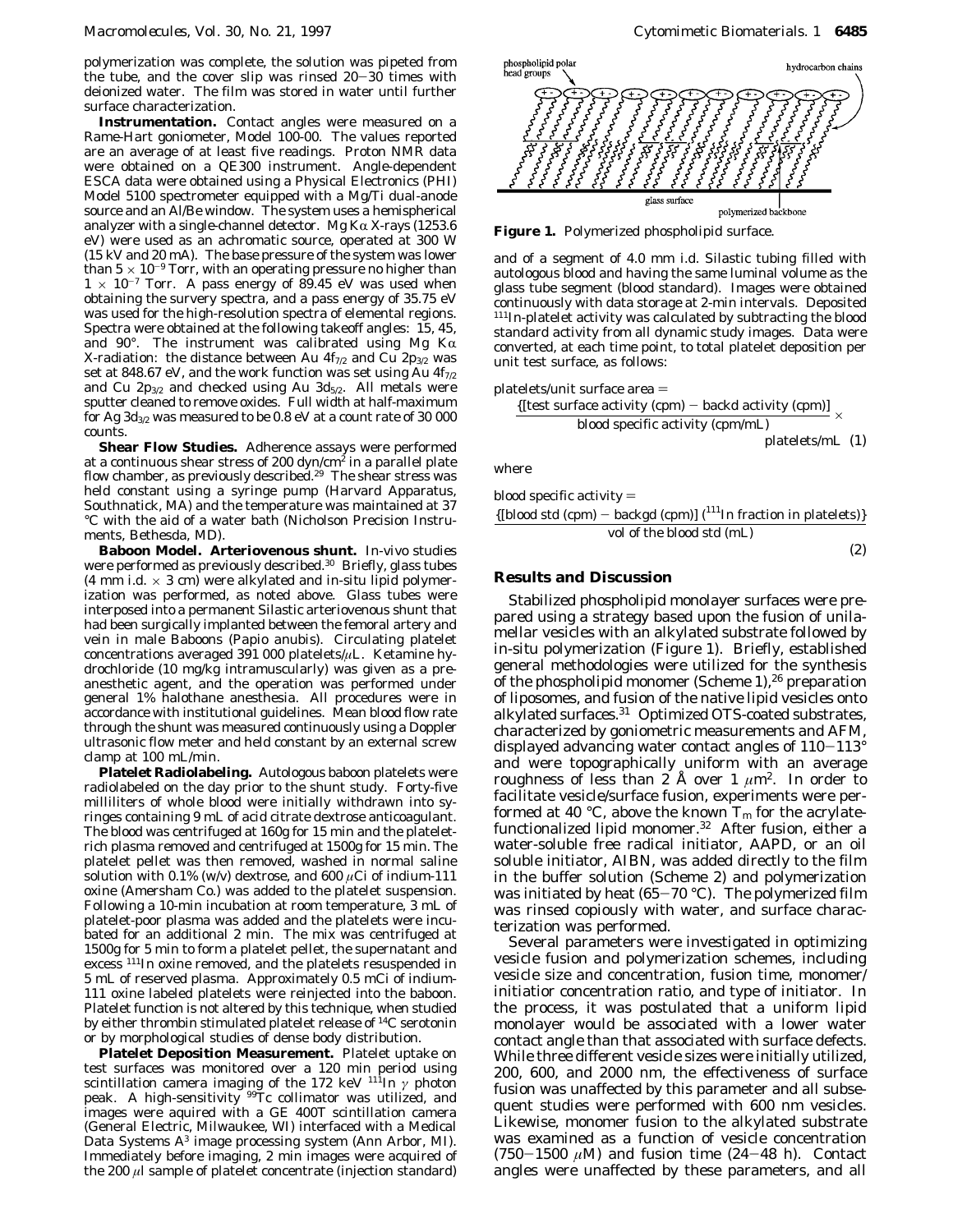polymerization was complete, the solution was pipeted from the tube, and the cover slip was rinsed 20−30 times with deionized water. The film was stored in water until further surface characterization.

**Instrumentation.** Contact angles were measured on a Rame-Hart goniometer, Model 100-00. The values reported are an average of at least five readings. Proton NMR data were obtained on a QE300 instrument. Angle-dependent ESCA data were obtained using a Physical Electronics (PHI) Model 5100 spectrometer equipped with a Mg/Ti dual-anode source and an Al/Be window. The system uses a hemispherical analyzer with a single-channel detector. Mg Kα X-rays (1253.6 eV) were used as an achromatic source, operated at 300 W (15 kV and 20 mA). The base pressure of the system was lower than $5 \times 10^{-9}$ Torr, with an operating pressure no higher than $1 \times 10^{-7}$ Torr. A pass energy of 89.45 eV was used when obtaining the survery spectra, and a pass energy of 35.75 eV was used for the high-resolution spectra of elemental regions. Spectra were obtained at the following takeoff angles: 15, 45, and 90°. The instrument was calibrated using Mg Kα X-radiation: the distance between Au $4f_{7/2}$ and Cu $2p_{3/2}$ was set at 848.67 eV, and the work function was set using Au $4f_{7/2}$ and Cu $2p_{3/2}$ and checked using Au $3d_{5/2}$. All metals were sputter cleaned to remove oxides. Full width at half-maximum for Ag $3d_{3/2}$ was measured to be 0.8 eV at a count rate of 30 000 counts.

**Shear Flow Studies.** Adherence assays were performed at a continuous shear stress of 200 dyn/cm$^2$ in a parallel plate flow chamber, as previously described.[29] The shear stress was held constant using a syringe pump (Harvard Apparatus, Southnatick, MA) and the temperature was maintained at 37 °C with the aid of a water bath (Nicholson Precision Instruments, Bethesda, MD).

**Baboon Model. Arteriovenous shunt.** In-vivo studies were performed as previously described.[30] Briefly, glass tubes (4 mm i.d. × 3 cm) were alkylated and in-situ lipid polymerization was performed, as noted above. Glass tubes were interposed into a permanent Silastic arteriovenous shunt that had been surgically implanted between the femoral artery and vein in male Baboons (*Papio anubis*). Circulating platelet concentrations averaged 391 000 platelets/μL. Ketamine hydrochloride (10 mg/kg intramuscularly) was given as a preanesthetic agent, and the operation was performed under general 1% halothane anesthesia. All procedures were in accordance with institutional guidelines. Mean blood flow rate through the shunt was measured continuously using a Doppler ultrasonic flow meter and held constant by an external screw clamp at 100 mL/min.

**Platelet Radiolabeling.** Autologous baboon platelets were radiolabeled on the day prior to the shunt study. Forty-five milliliters of whole blood were initially withdrawn into syringes containing 9 mL of acid citrate dextrose anticoagulant. The blood was centrifuged at 160*g* for 15 min and the platelet-rich plasma removed and centrifuged at 1500*g* for 15 min. The platelet pellet was then removed, washed in normal saline solution with 0.1% (w/v) dextrose, and 600 μCi of indium-111 oxine (Amersham Co.) was added to the platelet suspension. Following a 10-min incubation at room temperature, 3 mL of platelet-poor plasma was added and the platelets were incubated for an additional 2 min. The mix was centrifuged at 1500*g* for 5 min to form a platelet pellet, the supernatant and excess $^{111}$In oxine removed, and the platelets resuspended in 5 mL of reserved plasma. Approximately 0.5 mCi of indium-111 oxine labeled platelets were reinjected into the baboon. Platelet function is not altered by this technique, when studied by either thrombin stimulated platelet release of $^{14}$C serotonin or by morphological studies of dense body distribution.

**Platelet Deposition Measurement.** Platelet uptake on test surfaces was monitored over a 120 min period using scintillation camera imaging of the 172 keV $^{111}$In γ photon peak. A high-sensitivity $^{99}$Tc collimator was utilized, and images were aquired with a GE 400T scintillation camera (General Electric, Milwaukee, WI) interfaced with a Medical Data Systems A$^3$ image processing system (Ann Arbor, MI). Immediately before imaging, 2 min images were acquired of the 200 μl sample of platelet concentrate (injection standard)

Figure 1. Polymerized phospholipid surface.

and of a segment of 4.0 mm i.d. Silastic tubing filled with autologous blood and having the same luminal volume as the glass tube segment (blood standard). Images were obtained continuously with data storage at 2-min intervals. Deposited $^{111}$In-platelet activity was calculated by subtracting the blood standard activity from all dynamic study images. Data were converted, at each time point, to total platelet deposition per unit test surface, as follows:

$$\text{platelets/unit surface area} = \frac{\{[\text{test surface activity (cpm)} - \text{backd activity (cpm)}]}{\text{blood specific activity (cpm/mL)}} \times \text{platelets/mL} \quad (1)$$

where

$$\text{blood specific activity} = \frac{\{[\text{blood std (cpm)} - \text{backgd (cpm)}]\ (^{111}\text{In fraction in platelets})\}}{\text{vol of the blood std (mL)}} \quad (2)$$

## Results and Discussion

Stabilized phospholipid monolayer surfaces were prepared using a strategy based upon the fusion of unilamellar vesicles with an alkylated substrate followed by in-situ polymerization (Figure 1). Briefly, established general methodologies were utilized for the synthesis of the phospholipid monomer (Scheme 1),[26] preparation of liposomes, and fusion of the native lipid vesicles onto alkylated surfaces.[31] Optimized OTS-coated substrates, characterized by goniometric measurements and AFM, displayed advancing water contact angles of 110−113° and were topographically uniform with an average roughness of less than 2 Å over 1 μm$^2$. In order to facilitate vesicle/surface fusion, experiments were performed at 40 °C, above the known $T_m$ for the acrylate-functionalized lipid monomer.[32] After fusion, either a water-soluble free radical initiator, AAPD, or an oil soluble initiator, AIBN, was added directly to the film in the buffer solution (Scheme 2) and polymerization was initiated by heat (65−70 °C). The polymerized film was rinsed copiously with water, and surface characterization was performed.

Several parameters were investigated in optimizing vesicle fusion and polymerization schemes, including vesicle size and concentration, fusion time, monomer/initiatior concentration ratio, and type of initiator. In the process, it was postulated that a uniform lipid monolayer would be associated with a lower water contact angle than that associated with surface defects. While three different vesicle sizes were initially utilized, 200, 600, and 2000 nm, the effectiveness of surface fusion was unaffected by this parameter and all subsequent studies were performed with 600 nm vesicles. Likewise, monomer fusion to the alkylated substrate was examined as a function of vesicle concentration (750−1500 μM) and fusion time (24−48 h). Contact angles were unaffected by these parameters, and all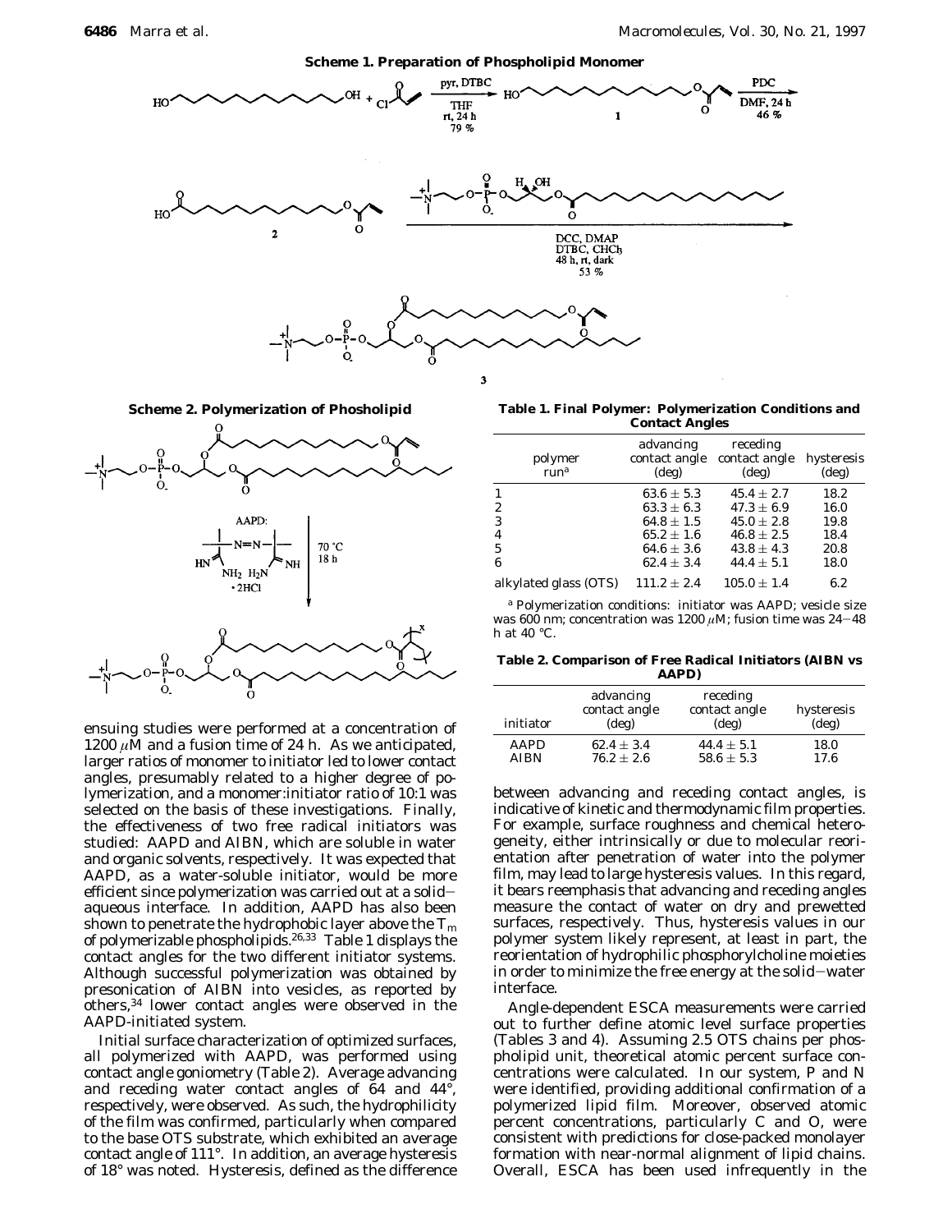**Scheme 1. Preparation of Phospholipid Monomer**

**Scheme 2. Polymerization of Phosholipid**

**Table 1. Final Polymer: Polymerization Conditions and Contact Angles**

| polymer run[a] | advancing contact angle (deg) | receding contact angle (deg) | hysteresis (deg) |
|---|---|---|---|
| 1 | $63.6 \pm 5.3$ | $45.4 \pm 2.7$ | 18.2 |
| 2 | $63.3 \pm 6.3$ | $47.3 \pm 6.9$ | 16.0 |
| 3 | $64.8 \pm 1.5$ | $45.0 \pm 2.8$ | 19.8 |
| 4 | $65.2 \pm 1.6$ | $46.8 \pm 2.5$ | 18.4 |
| 5 | $64.6 \pm 3.6$ | $43.8 \pm 4.3$ | 20.8 |
| 6 | $62.4 \pm 3.4$ | $44.4 \pm 5.1$ | 18.0 |
| alkylated glass (OTS) | $111.2 \pm 2.4$ | $105.0 \pm 1.4$ | 6.2 |

[a] Polymerization conditions: initiator was AAPD; vesicle size was 600 nm; concentration was 1200 $\mu$M; fusion time was 24–48 h at 40 °C.

**Table 2. Comparison of Free Radical Initiators (AIBN vs AAPD)**

| initiator | advancing contact angle (deg) | receding contact angle (deg) | hysteresis (deg) |
|---|---|---|---|
| AAPD | $62.4 \pm 3.4$ | $44.4 \pm 5.1$ | 18.0 |
| AIBN | $76.2 \pm 2.6$ | $58.6 \pm 5.3$ | 17.6 |

ensuing studies were performed at a concentration of 1200 $\mu$M and a fusion time of 24 h. As we anticipated, larger ratios of monomer to initiator led to lower contact angles, presumably related to a higher degree of polymerization, and a monomer:initiator ratio of 10:1 was selected on the basis of these investigations. Finally, the effectiveness of two free radical initiators was studied: AAPD and AIBN, which are soluble in water and organic solvents, respectively. It was expected that AAPD, as a water-soluble initiator, would be more efficient since polymerization was carried out at a solid–aqueous interface. In addition, AAPD has also been shown to penetrate the hydrophobic layer above the $T_m$ of polymerizable phospholipids.[26,33] Table 1 displays the contact angles for the two different initiator systems. Although successful polymerization was obtained by presonication of AIBN into vesicles, as reported by others,[34] lower contact angles were observed in the AAPD-initiated system.

Initial surface characterization of optimized surfaces, all polymerized with AAPD, was performed using contact angle goniometry (Table 2). Average advancing and receding water contact angles of 64 and 44°, respectively, were observed. As such, the hydrophilicity of the film was confirmed, particularly when compared to the base OTS substrate, which exhibited an average contact angle of 111°. In addition, an average hysteresis of 18° was noted. Hysteresis, defined as the difference between advancing and receding contact angles, is indicative of kinetic and thermodynamic film properties. For example, surface roughness and chemical heterogeneity, either intrinsically or due to molecular reorientation after penetration of water into the polymer film, may lead to large hysteresis values. In this regard, it bears reemphasis that advancing and receding angles measure the contact of water on dry and prewetted surfaces, respectively. Thus, hysteresis values in our polymer system likely represent, at least in part, the reorientation of hydrophilic phosphorylcholine moieties in order to minimize the free energy at the solid–water interface.

Angle-dependent ESCA measurements were carried out to further define atomic level surface properties (Tables 3 and 4). Assuming 2.5 OTS chains per phospholipid unit, theoretical atomic percent surface concentrations were calculated. In our system, P and N were identified, providing additional confirmation of a polymerized lipid film. Moreover, observed atomic percent concentrations, particularly C and O, were consistent with predictions for close-packed monolayer formation with near-normal alignment of lipid chains. Overall, ESCA has been used infrequently in the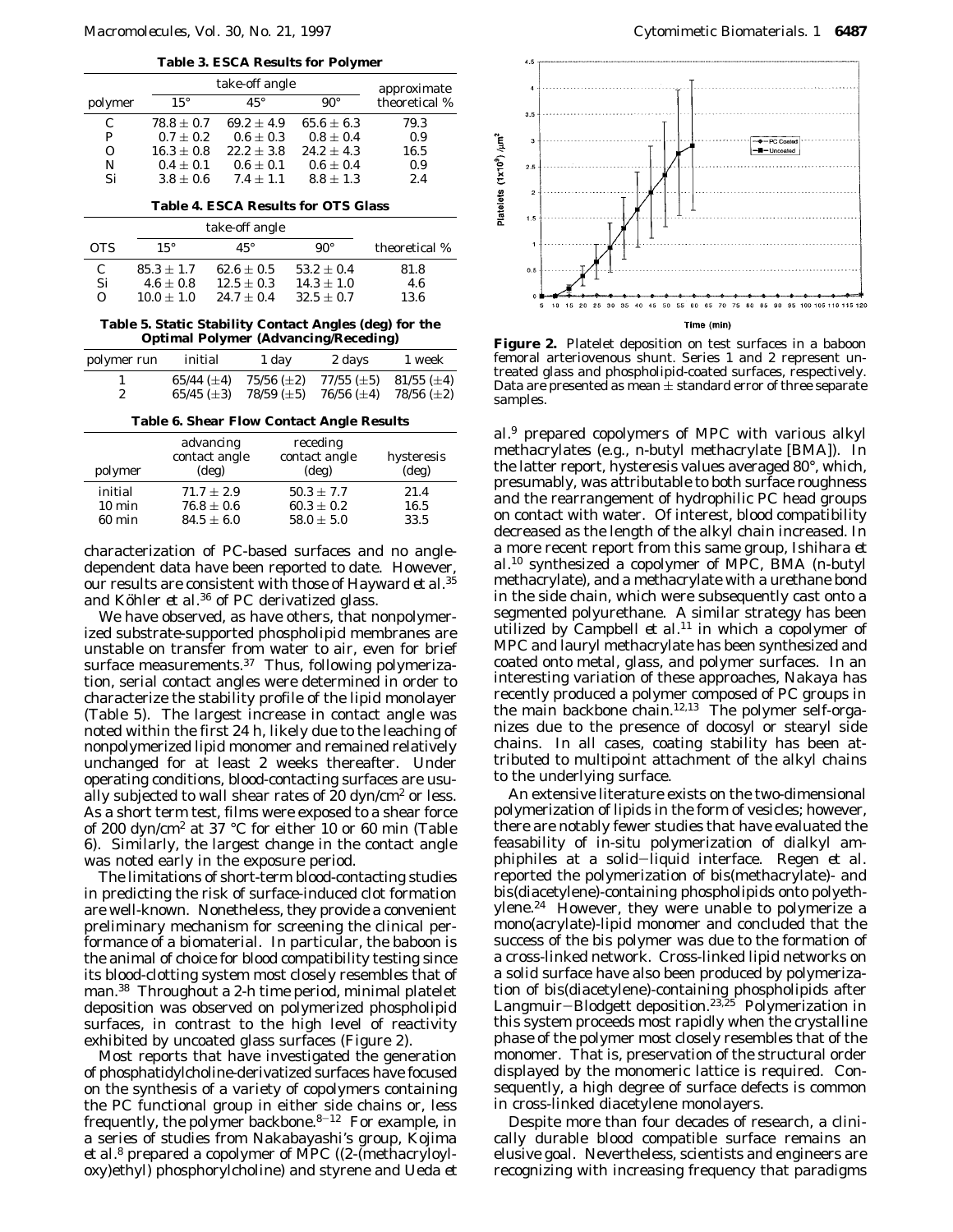**Table 3. ESCA Results for Polymer**

| polymer | take-off angle | | | approximate theoretical % |
|---|---|---|---|---|
| | 15° | 45° | 90° | |
| C | 78.8 ± 0.7 | 69.2 ± 4.9 | 65.6 ± 6.3 | 79.3 |
| P | 0.7 ± 0.2 | 0.6 ± 0.3 | 0.8 ± 0.4 | 0.9 |
| O | 16.3 ± 0.8 | 22.2 ± 3.8 | 24.2 ± 4.3 | 16.5 |
| N | 0.4 ± 0.1 | 0.6 ± 0.1 | 0.6 ± 0.4 | 0.9 |
| Si | 3.8 ± 0.6 | 7.4 ± 1.1 | 8.8 ± 1.3 | 2.4 |

**Table 4. ESCA Results for OTS Glass**

| OTS | take-off angle | | | theoretical % |
|---|---|---|---|---|
| | 15° | 45° | 90° | |
| C | 85.3 ± 1.7 | 62.6 ± 0.5 | 53.2 ± 0.4 | 81.8 |
| Si | 4.6 ± 0.8 | 12.5 ± 0.3 | 14.3 ± 1.0 | 4.6 |
| O | 10.0 ± 1.0 | 24.7 ± 0.4 | 32.5 ± 0.7 | 13.6 |

**Table 5. Static Stability Contact Angles (deg) for the Optimal Polymer (Advancing/Receding)**

| polymer run | initial | 1 day | 2 days | 1 week |
|---|---|---|---|---|
| 1 | 65/44 (±4) | 75/56 (±2) | 77/55 (±5) | 81/55 (±4) |
| 2 | 65/45 (±3) | 78/59 (±5) | 76/56 (±4) | 78/56 (±2) |

**Table 6. Shear Flow Contact Angle Results**

| polymer | advancing contact angle (deg) | receding contact angle (deg) | hysteresis (deg) |
|---|---|---|---|
| initial | 71.7 ± 2.9 | 50.3 ± 7.7 | 21.4 |
| 10 min | 76.8 ± 0.6 | 60.3 ± 0.2 | 16.5 |
| 60 min | 84.5 ± 6.0 | 58.0 ± 5.0 | 33.5 |

characterization of PC-based surfaces and no angle-dependent data have been reported to date. However, our results are consistent with those of Hayward *et al.*[35] and Köhler *et al.*[36] of PC derivatized glass.

We have observed, as have others, that nonpolymerized substrate-supported phospholipid membranes are unstable on transfer from water to air, even for brief surface measurements.[37] Thus, following polymerization, serial contact angles were determined in order to characterize the stability profile of the lipid monolayer (Table 5). The largest increase in contact angle was noted within the first 24 h, likely due to the leaching of nonpolymerized lipid monomer and remained relatively unchanged for at least 2 weeks thereafter. Under operating conditions, blood-contacting surfaces are usually subjected to wall shear rates of 20 dyn/cm$^2$ or less. As a short term test, films were exposed to a shear force of 200 dyn/cm$^2$ at 37 °C for either 10 or 60 min (Table 6). Similarly, the largest change in the contact angle was noted early in the exposure period.

The limitations of short-term blood-contacting studies in predicting the risk of surface-induced clot formation are well-known. Nonetheless, they provide a convenient preliminary mechanism for screening the clinical performance of a biomaterial. In particular, the baboon is the animal of choice for blood compatibility testing since its blood-clotting system most closely resembles that of man.[38] Throughout a 2-h time period, minimal platelet deposition was observed on polymerized phospholipid surfaces, in contrast to the high level of reactivity exhibited by uncoated glass surfaces (Figure 2).

Most reports that have investigated the generation of phosphatidylcholine-derivatized surfaces have focused on the synthesis of a variety of copolymers containing the PC functional group in either side chains or, less frequently, the polymer backbone.[8-12] For example, in a series of studies from Nakabayashi's group, Kojima *et al.*[8] prepared a copolymer of MPC ((2-(methacryloyloxy)ethyl) phosphorylcholine) and styrene and Ueda *et*

**Figure 2.** Platelet deposition on test surfaces in a baboon femoral arteriovenous shunt. Series 1 and 2 represent untreated glass and phospholipid-coated surfaces, respectively. Data are presented as mean ± standard error of three separate samples.

*al.*[9] prepared copolymers of MPC with various alkyl methacrylates (e.g., n-butyl methacrylate [BMA]). In the latter report, hysteresis values averaged 80°, which, presumably, was attributable to both surface roughness and the rearrangement of hydrophilic PC head groups on contact with water. Of interest, blood compatibility decreased as the length of the alkyl chain increased. In a more recent report from this same group, Ishihara *et al.*[10] synthesized a copolymer of MPC, BMA (n-butyl methacrylate), and a methacrylate with a urethane bond in the side chain, which were subsequently cast onto a segmented polyurethane. A similar strategy has been utilized by Campbell *et al.*[11] in which a copolymer of MPC and lauryl methacrylate has been synthesized and coated onto metal, glass, and polymer surfaces. In an interesting variation of these approaches, Nakaya has recently produced a polymer composed of PC groups in the main backbone chain.[12,13] The polymer self-organizes due to the presence of docosyl or stearyl side chains. In all cases, coating stability has been attributed to multipoint attachment of the alkyl chains to the underlying surface.

An extensive literature exists on the two-dimensional polymerization of lipids in the form of vesicles; however, there are notably fewer studies that have evaluated the feasability of in-situ polymerization of dialkyl amphiphiles at a solid–liquid interface. Regen *et al.* reported the polymerization of bis(methacrylate)- and bis(diacetylene)-containing phospholipids onto polyethylene.[24] However, they were unable to polymerize a mono(acrylate)-lipid monomer and concluded that the success of the bis polymer was due to the formation of a cross-linked network. Cross-linked lipid networks on a solid surface have also been produced by polymerization of bis(diacetylene)-containing phospholipids after Langmuir–Blodgett deposition.[23,25] Polymerization in this system proceeds most rapidly when the crystalline phase of the polymer most closely resembles that of the monomer. That is, preservation of the structural order displayed by the monomeric lattice is required. Consequently, a high degree of surface defects is common in cross-linked diacetylene monolayers.

Despite more than four decades of research, a clinically durable blood compatible surface remains an elusive goal. Nevertheless, scientists and engineers are recognizing with increasing frequency that paradigms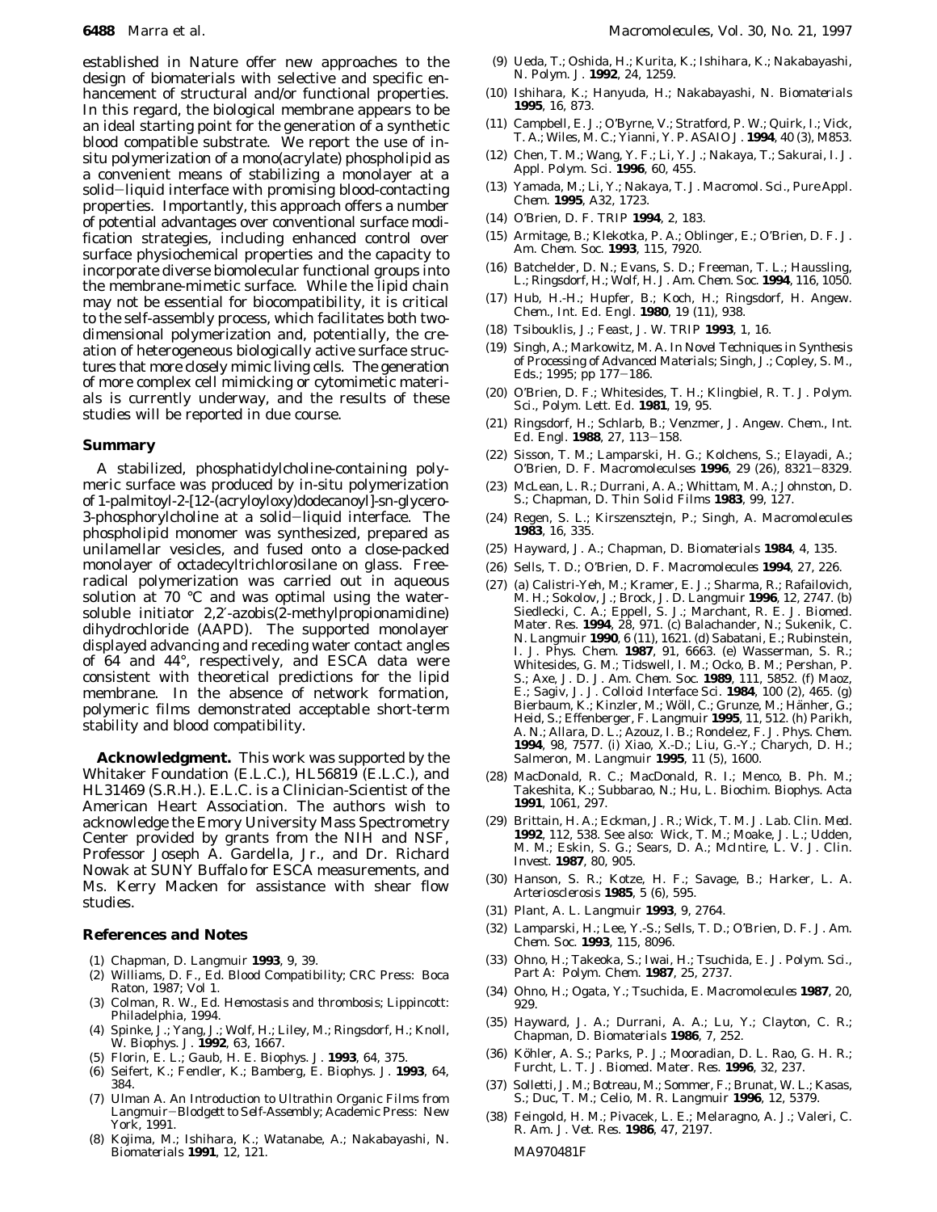established in Nature offer new approaches to the design of biomaterials with selective and specific enhancement of structural and/or functional properties. In this regard, the biological membrane appears to be an ideal starting point for the generation of a synthetic blood compatible substrate. We report the use of in-situ polymerization of a mono(acrylate) phospholipid as a convenient means of stabilizing a monolayer at a solid−liquid interface with promising blood-contacting properties. Importantly, this approach offers a number of potential advantages over conventional surface modification strategies, including enhanced control over surface physiochemical properties and the capacity to incorporate diverse biomolecular functional groups into the membrane-mimetic surface. While the lipid chain may not be essential for biocompatibility, it is critical to the self-assembly process, which facilitates both two-dimensional polymerization and, potentially, the creation of heterogeneous biologically active surface structures that more closely mimic living cells. The generation of more complex cell mimicking or cytomimetic materials is currently underway, and the results of these studies will be reported in due course.

## Summary

A stabilized, phosphatidylcholine-containing polymeric surface was produced by in-situ polymerization of 1-palmitoyl-2-[12-(acryloyloxy)dodecanoyl]-*sn*-glycero-3-phosphorylcholine at a solid−liquid interface. The phospholipid monomer was synthesized, prepared as unilamellar vesicles, and fused onto a close-packed monolayer of octadecyltrichlorosilane on glass. Free-radical polymerization was carried out in aqueous solution at 70 °C and was optimal using the water-soluble initiator 2,2′-azobis(2-methylpropionamidine) dihydrochloride (AAPD). The supported monolayer displayed advancing and receding water contact angles of 64 and 44°, respectively, and ESCA data were consistent with theoretical predictions for the lipid membrane. In the absence of network formation, polymeric films demonstrated acceptable short-term stability and blood compatibility.

**Acknowledgment.** This work was supported by the Whitaker Foundation (E.L.C.), HL56819 (E.L.C.), and HL31469 (S.R.H.). E.L.C. is a Clinician-Scientist of the American Heart Association. The authors wish to acknowledge the Emory University Mass Spectrometry Center provided by grants from the NIH and NSF, Professor Joseph A. Gardella, Jr., and Dr. Richard Nowak at SUNY Buffalo for ESCA measurements, and Ms. Kerry Macken for assistance with shear flow studies.

## References and Notes

(1) Chapman, D. *Langmuir* **1993**, *9*, 39.
(2) Williams, D. F., Ed. *Blood Compatibility*; CRC Press: Boca Raton, 1987; Vol 1.
(3) Colman, R. W., Ed. *Hemostasis and thrombosis*; Lippincott: Philadelphia, 1994.
(4) Spinke, J.; Yang, J.; Wolf, H.; Liley, M.; Ringsdorf, H.; Knoll, W. *Biophys. J.* **1992**, *63*, 1667.
(5) Florin, E. L.; Gaub, H. E. *Biophys. J.* **1993**, *64*, 375.
(6) Seifert, K.; Fendler, K.; Bamberg, E. *Biophys. J.* **1993**, *64*, 384.
(7) Ulman A. *An Introduction to Ultrathin Organic Films from Langmuir*−*Blodgett to Self-Assembly*; Academic Press: New York, 1991.
(8) Kojima, M.; Ishihara, K.; Watanabe, A.; Nakabayashi, N. *Biomaterials* **1991**, *12*, 121.
(9) Ueda, T.; Oshida, H.; Kurita, K.; Ishihara, K.; Nakabayashi, N. *Polym. J.* **1992**, *24*, 1259.
(10) Ishihara, K.; Hanyuda, H.; Nakabayashi, N. *Biomaterials* **1995**, *16*, 873.
(11) Campbell, E. J.; O'Byrne, V.; Stratford, P. W.; Quirk, I.; Vick, T. A.; Wiles, M. C.; Yianni, Y. P. *ASAIO J.* **1994**, *40* (3), M853.
(12) Chen, T. M.; Wang, Y. F.; Li, Y. J.; Nakaya, T.; Sakurai, I. *J. Appl. Polym. Sci.* **1996**, *60*, 455.
(13) Yamada, M.; Li, Y.; Nakaya, T. *J. Macromol. Sci., Pure Appl. Chem.* **1995**, *A32*, 1723.
(14) O'Brien, D. F. *TRIP* **1994**, *2*, 183.
(15) Armitage, B.; Klekotka, P. A.; Oblinger, E.; O'Brien, D. F. *J. Am. Chem. Soc.* **1993**, *115*, 7920.
(16) Batchelder, D. N.; Evans, S. D.; Freeman, T. L.; Haussling, L.; Ringsdorf, H.; Wolf, H. *J. Am. Chem. Soc.* **1994**, *116*, 1050.
(17) Hub, H.-H.; Hupfer, B.; Koch, H.; Ringsdorf, H. *Angew. Chem., Int. Ed. Engl.* **1980**, *19* (11), 938.
(18) Tsibouklis, J.; Feast, J. W. *TRIP* **1993**, *1*, 16.
(19) Singh, A.; Markowitz, M. A. In *Novel Techniques in Synthesis of Processing of Advanced Materials*; Singh, J.; Copley, S. M., Eds.; 1995; pp 177−186.
(20) O'Brien, D. F.; Whitesides, T. H.; Klingbiel, R. T. *J. Polym. Sci., Polym. Lett. Ed.* **1981**, *19*, 95.
(21) Ringsdorf, H.; Schlarb, B.; Venzmer, J. *Angew. Chem., Int. Ed. Engl.* **1988**, *27*, 113−158.
(22) Sisson, T. M.; Lamparski, H. G.; Kolchens, S.; Elayadi, A.; O'Brien, D. F. *Macromoleculses* **1996**, *29* (26), 8321−8329.
(23) McLean, L. R.; Durrani, A. A.; Whittam, M. A.; Johnston, D. S.; Chapman, D. *Thin Solid Films* **1983**, *99*, 127.
(24) Regen, S. L.; Kirszensztejn, P.; Singh, A. *Macromolecules* **1983**, *16*, 335.
(25) Hayward, J. A.; Chapman, D. *Biomaterials* **1984**, *4*, 135.
(26) Sells, T. D.; O'Brien, D. F. *Macromolecules* **1994**, *27*, 226.
(27) (a) Calistri-Yeh, M.; Kramer, E. J.; Sharma, R.; Rafailovich, M. H.; Sokolov, J.; Brock, J. D. *Langmuir* **1996**, *12*, 2747. (b) Siedlecki, C. A.; Eppell, S. J.; Marchant, R. E. *J. Biomed. Mater. Res.* **1994**, *28*, 971. (c) Balachander, N.; Sukenik, C. N. *Langmuir* **1990**, *6* (11), 1621. (d) Sabatani, E.; Rubinstein, I. *J. Phys. Chem.* **1987**, *91*, 6663. (e) Wasserman, S. R.; Whitesides, G. M.; Tidswell, I. M.; Ocko, B. M.; Pershan, P. S.; Axe, J. D. *J. Am. Chem. Soc.* **1989**, *111*, 5852. (f) Maoz, E.; Sagiv, J. *J. Colloid Interface Sci.* **1984**, *100* (2), 465. (g) Bierbaum, K.; Kinzler, M.; Wöll, C.; Grunze, M.; Hähner, G.; Heid, S.; Effenberger, F. *Langmuir* **1995**, *11*, 512. (h) Parikh, A. N.; Allara, D. L.; Azouz, I. B.; Rondelez, F. *J. Phys. Chem.* **1994**, *98*, 7577. (i) Xiao, X.-D.; Liu, G.-Y.; Charych, D. H.; Salmeron, M. *Langmuir* **1995**, *11* (5), 1600.
(28) MacDonald, R. C.; MacDonald, R. I.; Menco, B. Ph. M.; Takeshita, K.; Subbarao, N.; Hu, L. *Biochim. Biophys. Acta* **1991**, *1061*, 297.
(29) Brittain, H. A.; Eckman, J. R.; Wick, T. M. *J. Lab. Clin. Med.* **1992**, *112*, 538. See also: Wick, T. M.; Moake, J. L.; Udden, M. M.; Eskin, S. G.; Sears, D. A.; McIntire, L. V. *J. Clin. Invest.* **1987**, *80*, 905.
(30) Hanson, S. R.; Kotze, H. F.; Savage, B.; Harker, L. A. *Arteriosclerosis* **1985**, *5* (6), 595.
(31) Plant, A. L. *Langmuir* **1993**, *9*, 2764.
(32) Lamparski, H.; Lee, Y.-S.; Sells, T. D.; O'Brien, D. F. *J. Am. Chem. Soc.* **1993**, *115*, 8096.
(33) Ohno, H.; Takeoka, S.; Iwai, H.; Tsuchida, E. *J. Polym. Sci., Part A: Polym. Chem.* **1987**, *25*, 2737.
(34) Ohno, H.; Ogata, Y.; Tsuchida, E. *Macromolecules* **1987**, *20*, 929.
(35) Hayward, J. A.; Durrani, A. A.; Lu, Y.; Clayton, C. R.; Chapman, D. *Biomaterials* **1986**, *7*, 252.
(36) Köhler, A. S.; Parks, P. J.; Mooradian, D. L. Rao, G. H. R.; Furcht, L. T. *J. Biomed. Mater. Res.* **1996**, *32*, 237.
(37) Solletti, J. M.; Botreau, M.; Sommer, F.; Brunat, W. L.; Kasas, S.; Duc, T. M.; Celio, M. R. *Langmuir* **1996**, *12*, 5379.
(38) Feingold, H. M.; Pivacek, L. E.; Melaragno, A. J.; Valeri, C. R. *Am. J. Vet. Res.* **1986**, *47*, 2197.

MA970481F